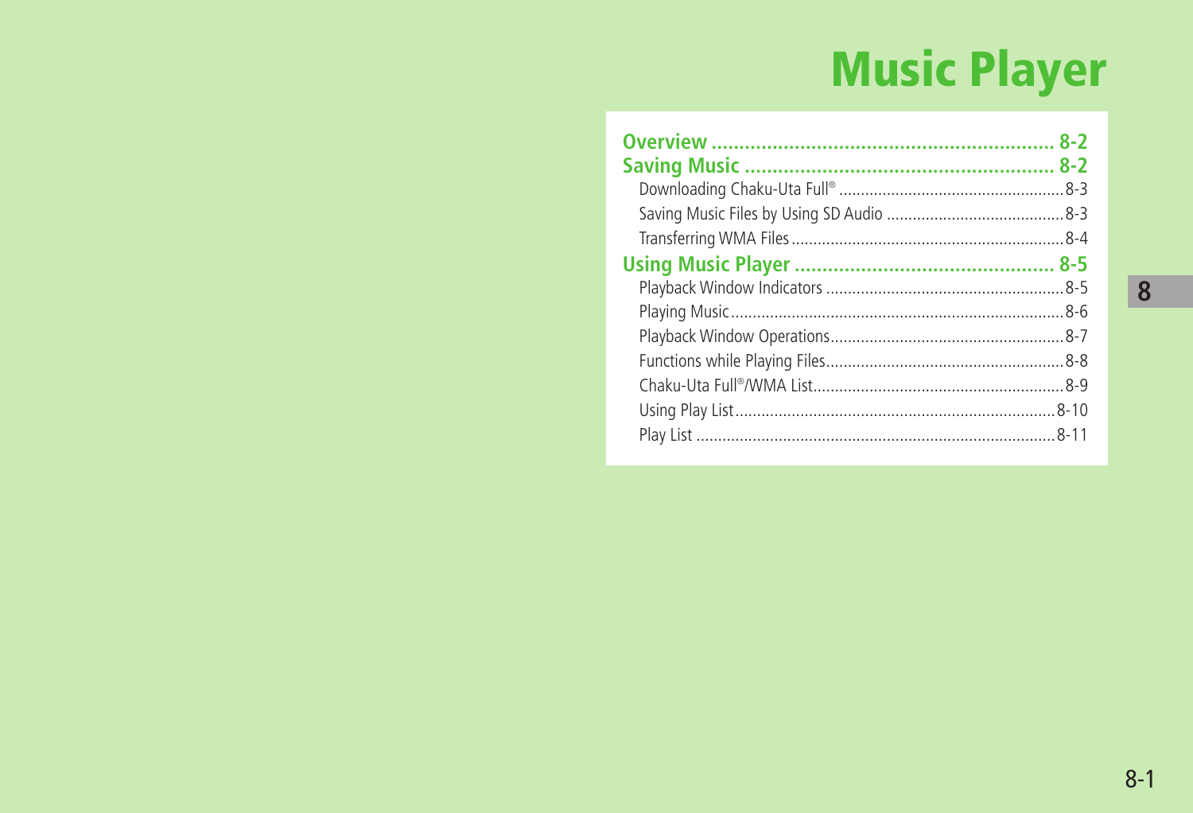# Music Player

**Overview** ........................................................ **8-2**

**Saving Music** ................................................... **8-2**

- Downloading Chaku-Uta Full® ........................................ 8-3
- Saving Music Files by Using SD Audio ............................ 8-3
- Transferring WMA Files .................................................. 8-4

**Using Music Player** ........................................... **8-5**

- Playback Window Indicators .......................................... 8-5
- Playing Music ................................................................ 8-6
- Playback Window Operations ......................................... 8-7
- Functions while Playing Files ......................................... 8-8
- Chaku-Uta Full®/WMA List ............................................. 8-9
- Using Play List ............................................................ 8-10
- Play List ..................................................................... 8-11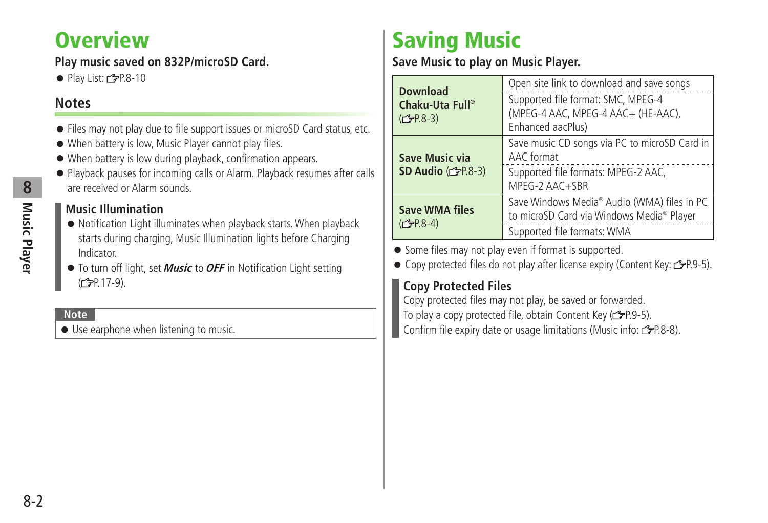# Overview

**Play music saved on 832P/microSD Card.**

- Play List: ☞P.8-10

## Notes

- Files may not play due to file support issues or microSD Card status, etc.
- When battery is low, Music Player cannot play files.
- When battery is low during playback, confirmation appears.
- Playback pauses for incoming calls or Alarm. Playback resumes after calls are received or Alarm sounds.

### Music Illumination

- Notification Light illuminates when playback starts. When playback starts during charging, Music Illumination lights before Charging Indicator.
- To turn off light, set ***Music*** to ***OFF*** in Notification Light setting (☞P.17-9).

**Note**

- Use earphone when listening to music.

# Saving Music

**Save Music to play on Music Player.**

| | |
|---|---|
| **Download Chaku-Uta Full®** (☞P.8-3) | Open site link to download and save songs |
| | Supported file format: SMC, MPEG-4 (MPEG-4 AAC, MPEG-4 AAC+ (HE-AAC), Enhanced aacPlus) |
| **Save Music via SD Audio** (☞P.8-3) | Save music CD songs via PC to microSD Card in AAC format |
| | Supported file formats: MPEG-2 AAC, MPEG-2 AAC+SBR |
| **Save WMA files** (☞P.8-4) | Save Windows Media® Audio (WMA) files in PC to microSD Card via Windows Media® Player |
| | Supported file formats: WMA |

- Some files may not play even if format is supported.
- Copy protected files do not play after license expiry (Content Key: ☞P.9-5).

### Copy Protected Files

Copy protected files may not play, be saved or forwarded.
To play a copy protected file, obtain Content Key (☞P.9-5).
Confirm file expiry date or usage limitations (Music info: ☞P.8-8).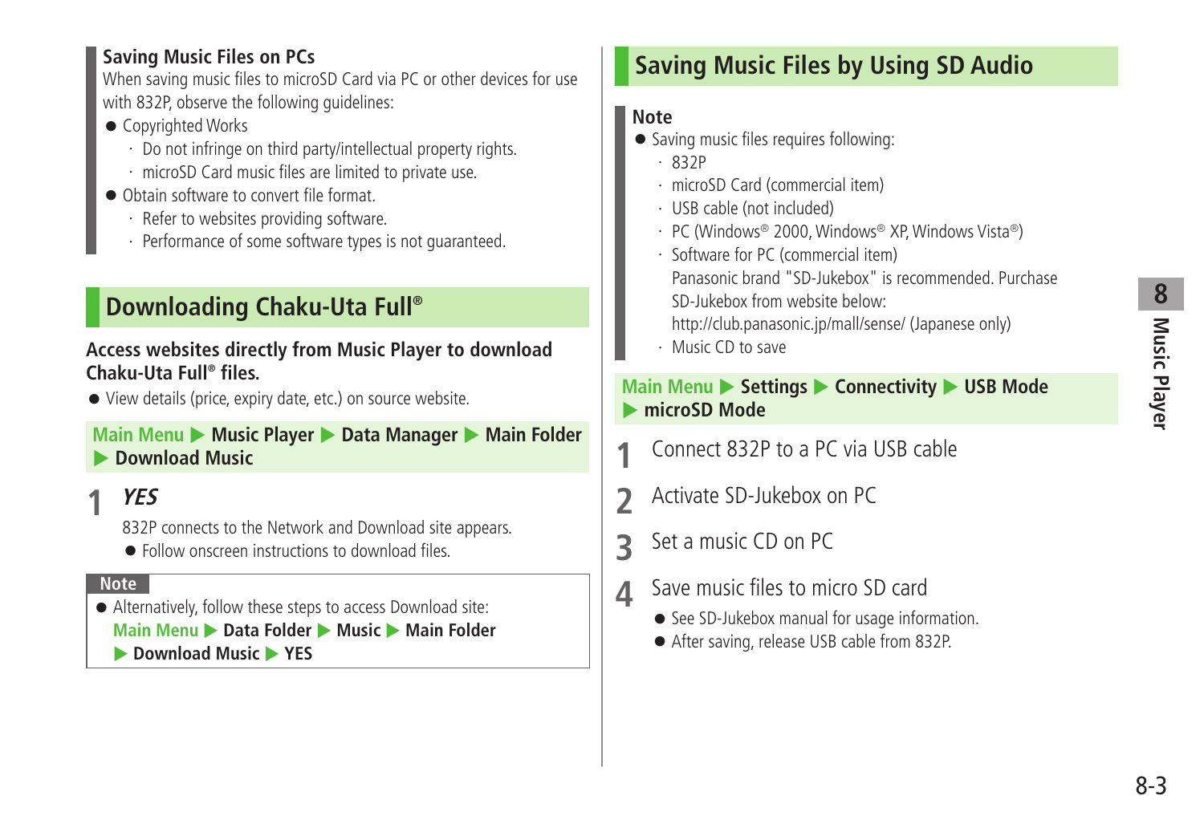**Saving Music Files on PCs**

When saving music files to microSD Card via PC or other devices for use with 832P, observe the following guidelines:

- Copyrighted Works
  - · Do not infringe on third party/intellectual property rights.
  - · microSD Card music files are limited to private use.
- Obtain software to convert file format.
  - · Refer to websites providing software.
  - · Performance of some software types is not guaranteed.

## Downloading Chaku-Uta Full®

**Access websites directly from Music Player to download Chaku-Uta Full® files.**

- View details (price, expiry date, etc.) on source website.

Main Menu ▶ **Music Player** ▶ **Data Manager** ▶ **Main Folder** ▶ **Download Music**

**1** ***YES***

832P connects to the Network and Download site appears.

- Follow onscreen instructions to download files.

**Note**

- Alternatively, follow these steps to access Download site:
  Main Menu ▶ **Data Folder** ▶ **Music** ▶ **Main Folder** ▶ **Download Music** ▶ **YES**

## Saving Music Files by Using SD Audio

**Note**

- Saving music files requires following:
  - · 832P
  - · microSD Card (commercial item)
  - · USB cable (not included)
  - · PC (Windows® 2000, Windows® XP, Windows Vista®)
  - · Software for PC (commercial item)
    Panasonic brand "SD-Jukebox" is recommended. Purchase SD-Jukebox from website below:
    http://club.panasonic.jp/mall/sense/ (Japanese only)
  - · Music CD to save

Main Menu ▶ **Settings** ▶ **Connectivity** ▶ **USB Mode** ▶ **microSD Mode**

**1** Connect 832P to a PC via USB cable

**2** Activate SD-Jukebox on PC

**3** Set a music CD on PC

**4** Save music files to micro SD card

- See SD-Jukebox manual for usage information.
- After saving, release USB cable from 832P.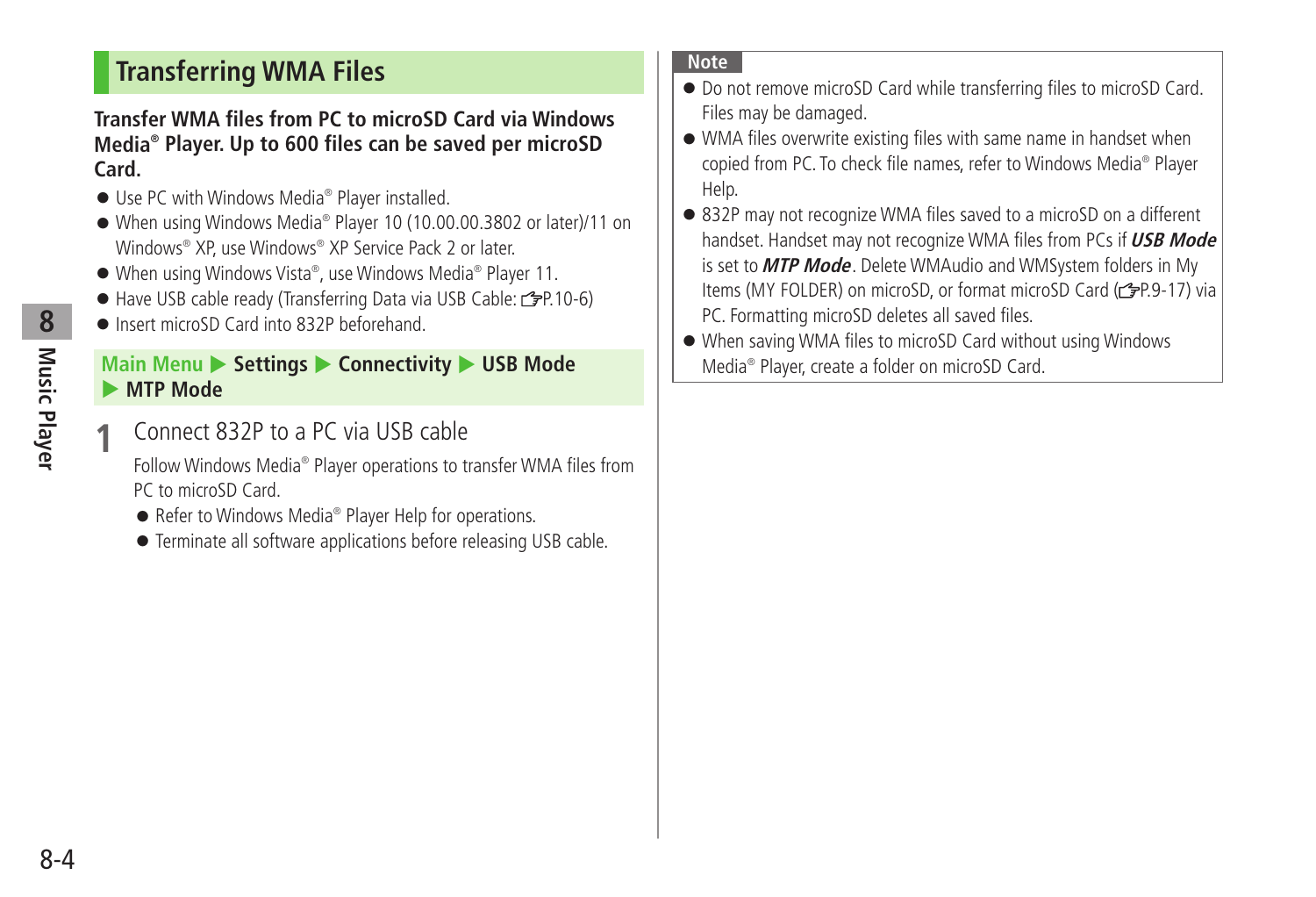## Transferring WMA Files

**Transfer WMA files from PC to microSD Card via Windows Media® Player. Up to 600 files can be saved per microSD Card.**

- Use PC with Windows Media® Player installed.
- When using Windows Media® Player 10 (10.00.00.3802 or later)/11 on Windows® XP, use Windows® XP Service Pack 2 or later.
- When using Windows Vista®, use Windows Media® Player 11.
- Have USB cable ready (Transferring Data via USB Cable: ☞P.10-6)
- Insert microSD Card into 832P beforehand.

**Main Menu ▶ Settings ▶ Connectivity ▶ USB Mode ▶ MTP Mode**

**1** Connect 832P to a PC via USB cable

Follow Windows Media® Player operations to transfer WMA files from PC to microSD Card.

- Refer to Windows Media® Player Help for operations.
- Terminate all software applications before releasing USB cable.

**Note**

- Do not remove microSD Card while transferring files to microSD Card. Files may be damaged.
- WMA files overwrite existing files with same name in handset when copied from PC. To check file names, refer to Windows Media® Player Help.
- 832P may not recognize WMA files saved to a microSD on a different handset. Handset may not recognize WMA files from PCs if ***USB Mode*** is set to ***MTP Mode***. Delete WMAudio and WMSystem folders in My Items (MY FOLDER) on microSD, or format microSD Card (☞P.9-17) via PC. Formatting microSD deletes all saved files.
- When saving WMA files to microSD Card without using Windows Media® Player, create a folder on microSD Card.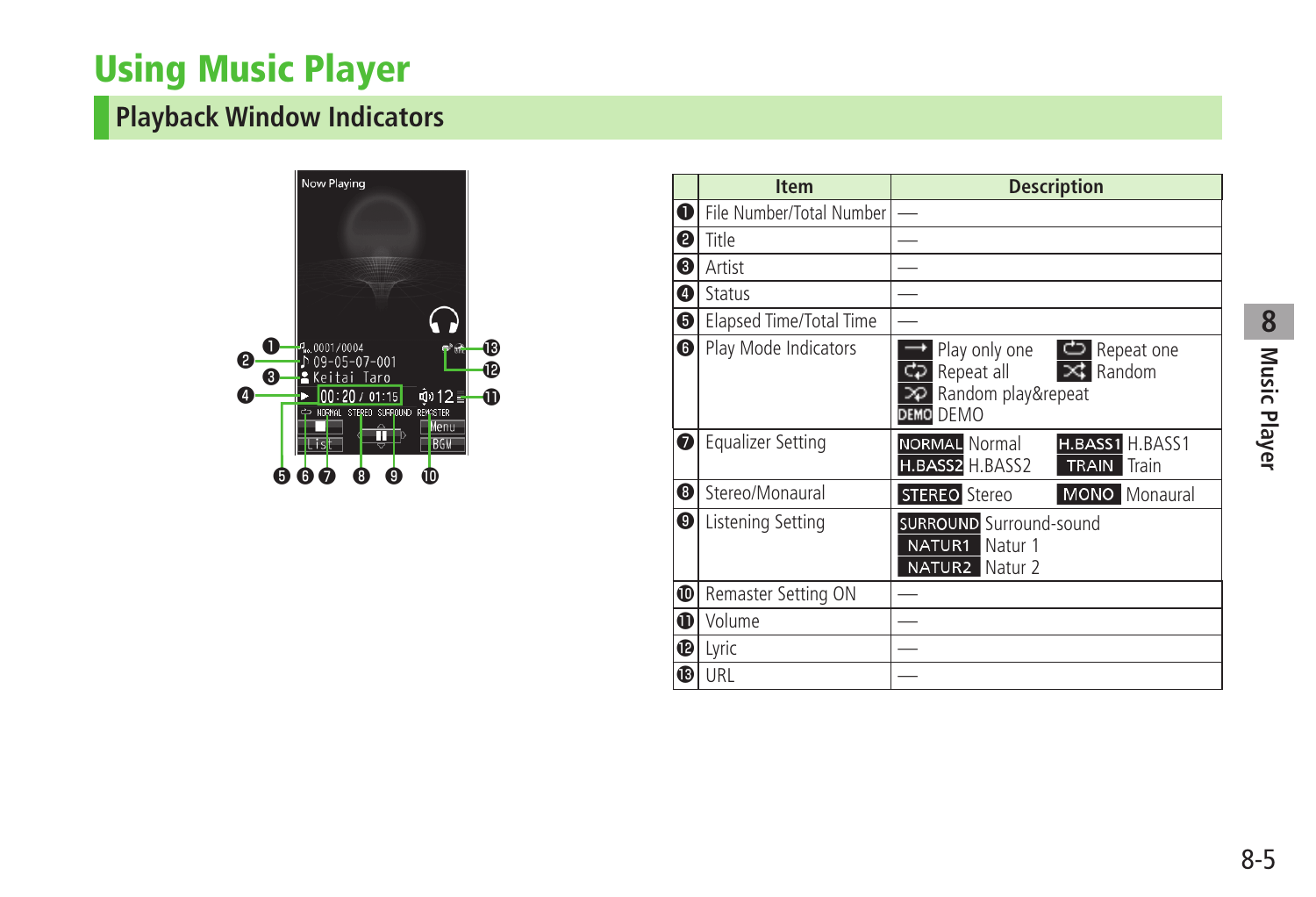# Using Music Player

## Playback Window Indicators

| Item | | Description |
|---|---|---|
| ❶ | File Number/Total Number | — |
| ❷ | Title | — |
| ❸ | Artist | — |
| ❹ | Status | — |
| ❺ | Elapsed Time/Total Time | — |
| ❻ | Play Mode Indicators | Play only one; Repeat one; Repeat all; Random; Random play&repeat; DEMO DEMO |
| ❼ | Equalizer Setting | NORMAL Normal; H.BASS1 H.BASS1; H.BASS2 H.BASS2; TRAIN Train |
| ❽ | Stereo/Monaural | STEREO Stereo; MONO Monaural |
| ❾ | Listening Setting | SURROUND Surround-sound; NATUR1 Natur 1; NATUR2 Natur 2 |
| ❿ | Remaster Setting ON | — |
| ⓫ | Volume | — |
| ⓬ | Lyric | — |
| ⓭ | URL | — |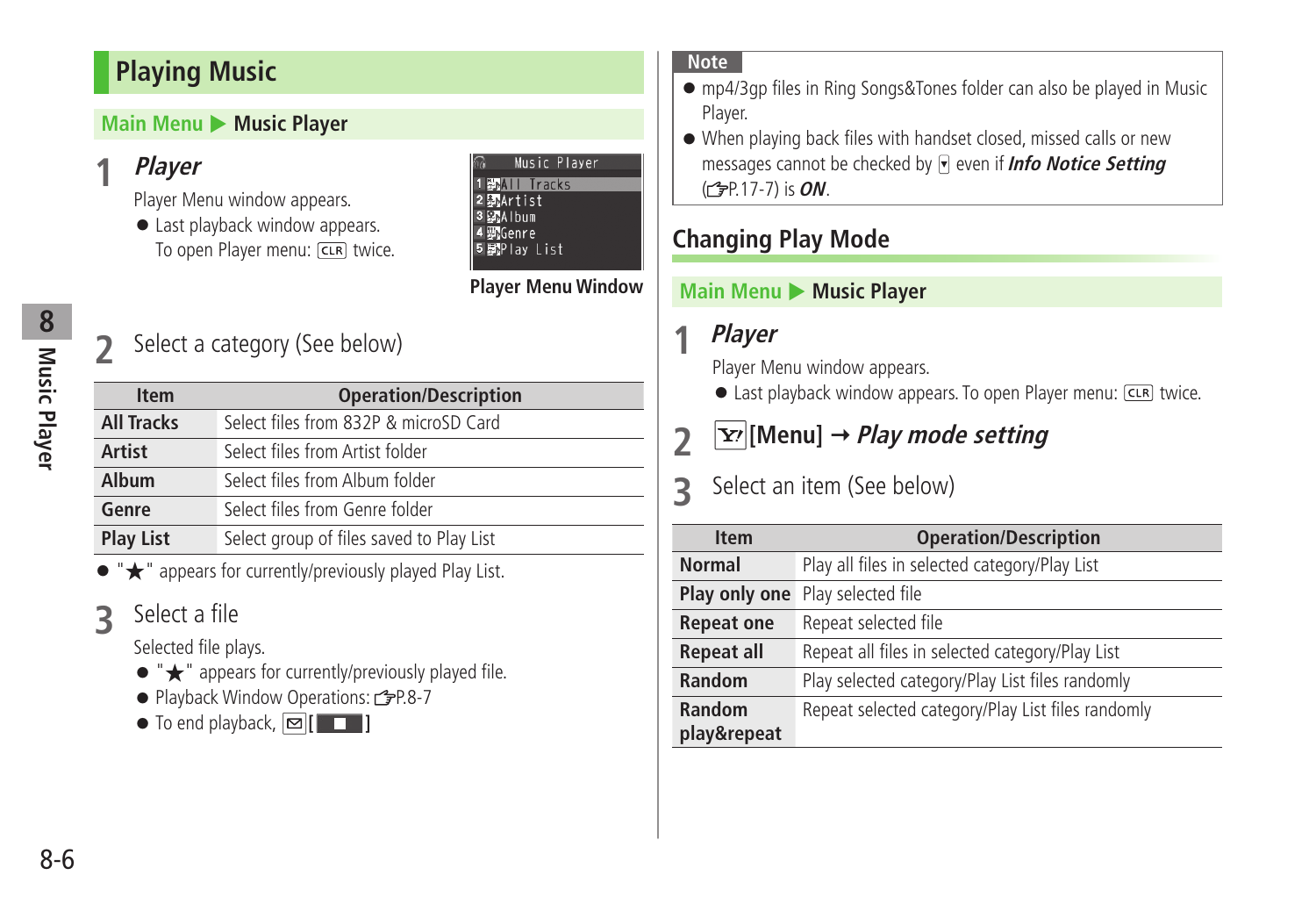## Playing Music

**Main Menu ▶ Music Player**

**1** ***Player***

Player Menu window appears.

- Last playback window appears. To open Player menu: CLR twice.

Player Menu Window

**2** Select a category (See below)

| Item | Operation/Description |
|---|---|
| **All Tracks** | Select files from 832P & microSD Card |
| **Artist** | Select files from Artist folder |
| **Album** | Select files from Album folder |
| **Genre** | Select files from Genre folder |
| **Play List** | Select group of files saved to Play List |

- "★" appears for currently/previously played Play List.

**3** Select a file

Selected file plays.

- "★" appears for currently/previously played file.
- Playback Window Operations: ☞P.8-7
- To end playback, [■]

**Note**

- mp4/3gp files in Ring Songs&Tones folder can also be played in Music Player.
- When playing back files with handset closed, missed calls or new messages cannot be checked by ▾ even if ***Info Notice Setting*** (☞P.17-7) is ***ON***.

## Changing Play Mode

**Main Menu ▶ Music Player**

**1** ***Player***

Player Menu window appears.

- Last playback window appears. To open Player menu: CLR twice.

**2** **[Menu] →** ***Play mode setting***

**3** Select an item (See below)

| Item | Operation/Description |
|---|---|
| **Normal** | Play all files in selected category/Play List |
| **Play only one** | Play selected file |
| **Repeat one** | Repeat selected file |
| **Repeat all** | Repeat all files in selected category/Play List |
| **Random** | Play selected category/Play List files randomly |
| **Random play&repeat** | Repeat selected category/Play List files randomly |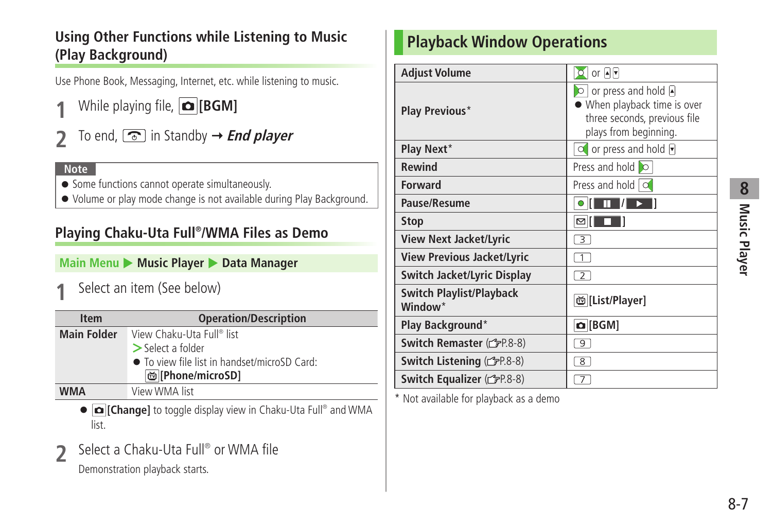## Using Other Functions while Listening to Music (Play Background)

Use Phone Book, Messaging, Internet, etc. while listening to music.

**1** While playing file, **[BGM]**

**2** To end, in Standby → ***End player***

**Note**

- Some functions cannot operate simultaneously.
- Volume or play mode change is not available during Play Background.

## Playing Chaku-Uta Full®/WMA Files as Demo

**Main Menu ▶ Music Player ▶ Data Manager**

**1** Select an item (See below)

| Item | Operation/Description |
|---|---|
| **Main Folder** | View Chaku-Uta Full® list<br>> Select a folder<br>● To view file list in handset/microSD Card: **[Phone/microSD]** |
| **WMA** | View WMA list |

- **[Change]** to toggle display view in Chaku-Uta Full® and WMA list.

**2** Select a Chaku-Uta Full® or WMA file

Demonstration playback starts.

## Playback Window Operations

| | |
|---|---|
| **Adjust Volume** | or |
| **Play Previous*** | or press and hold<br>● When playback time is over three seconds, previous file plays from beginning. |
| **Play Next*** | or press and hold |
| **Rewind** | Press and hold |
| **Forward** | Press and hold |
| **Pause/Resume** | [ / ] |
| **Stop** | [ ] |
| **View Next Jacket/Lyric** | 3 |
| **View Previous Jacket/Lyric** | 1 |
| **Switch Jacket/Lyric Display** | 2 |
| **Switch Playlist/Playback Window*** | **[List/Player]** |
| **Play Background*** | **[BGM]** |
| **Switch Remaster** (☞P.8-8) | 9 |
| **Switch Listening** (☞P.8-8) | 8 |
| **Switch Equalizer** (☞P.8-8) | 7 |

\* Not available for playback as a demo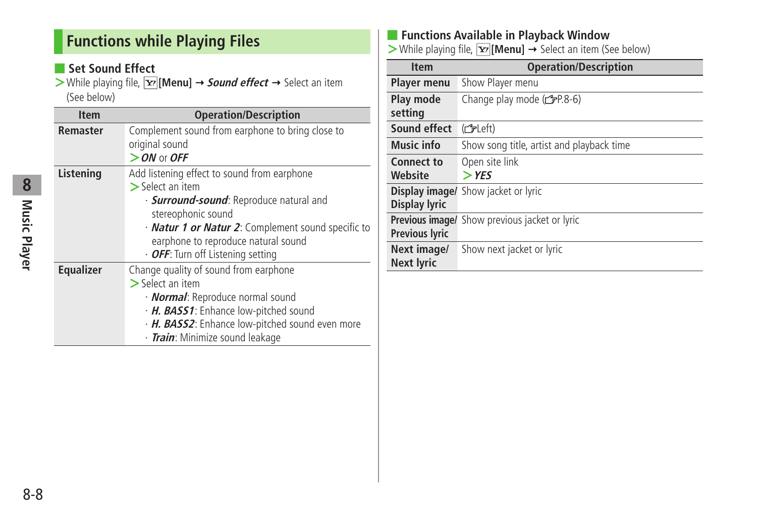# Functions while Playing Files

## Set Sound Effect

> While playing file, [Y!][Menu] → ***Sound effect*** → Select an item (See below)

| Item | Operation/Description |
|---|---|
| **Remaster** | Complement sound from earphone to bring close to original sound<br>> ***ON*** or ***OFF*** |
| **Listening** | Add listening effect to sound from earphone<br>> Select an item<br>· ***Surround-sound***: Reproduce natural and stereophonic sound<br>· ***Natur 1 or Natur 2***: Complement sound specific to earphone to reproduce natural sound<br>· ***OFF***: Turn off Listening setting |
| **Equalizer** | Change quality of sound from earphone<br>> Select an item<br>· ***Normal***: Reproduce normal sound<br>· ***H. BASS1***: Enhance low-pitched sound<br>· ***H. BASS2***: Enhance low-pitched sound even more<br>· ***Train***: Minimize sound leakage |

## Functions Available in Playback Window

> While playing file, [Y!][Menu] → Select an item (See below)

| Item | Operation/Description |
|---|---|
| **Player menu** | Show Player menu |
| **Play mode setting** | Change play mode (☞P.8-6) |
| **Sound effect** | (☞Left) |
| **Music info** | Show song title, artist and playback time |
| **Connect to Website** | Open site link<br>> ***YES*** |
| **Display image/ Display lyric** | Show jacket or lyric |
| **Previous image/ Previous lyric** | Show previous jacket or lyric |
| **Next image/ Next lyric** | Show next jacket or lyric |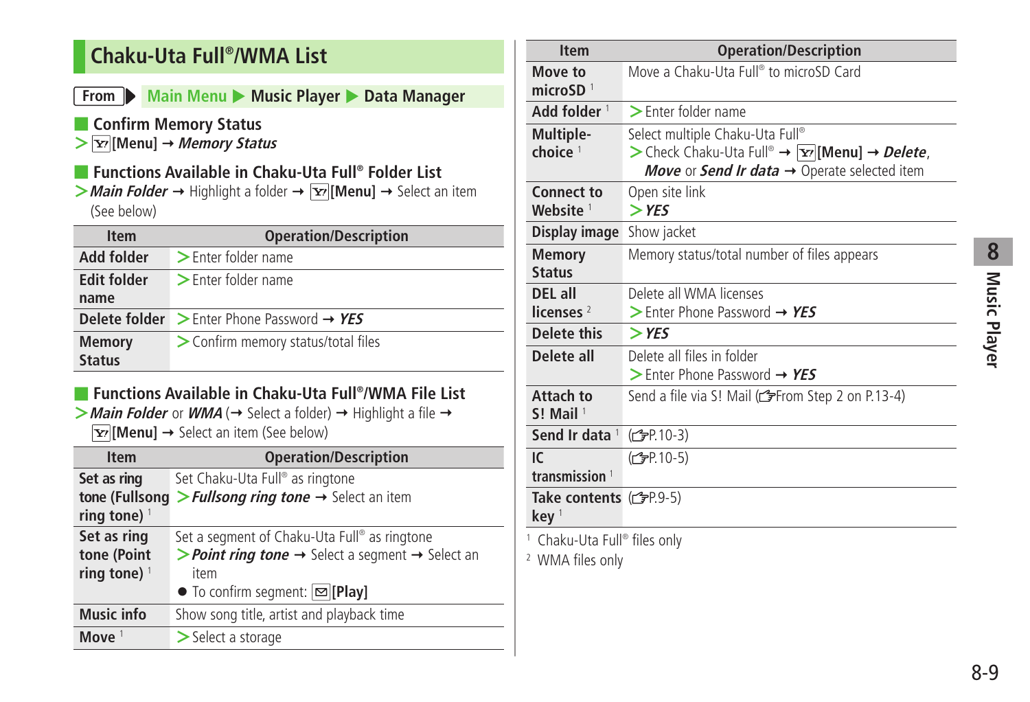## Chaku-Uta Full®/WMA List

**From** ▶ Main Menu ▶ **Music Player** ▶ **Data Manager**

### Confirm Memory Status

> [Menu] → *Memory Status*

### Functions Available in Chaku-Uta Full® Folder List

> *Main Folder* → Highlight a folder → [Menu] → Select an item (See below)

| Item | Operation/Description |
|---|---|
| Add folder | > Enter folder name |
| Edit folder name | > Enter folder name |
| Delete folder | > Enter Phone Password → *YES* |
| Memory Status | > Confirm memory status/total files |

### Functions Available in Chaku-Uta Full®/WMA File List

> *Main Folder* or *WMA* (→ Select a folder) → Highlight a file → [Menu] → Select an item (See below)

| Item | Operation/Description |
|---|---|
| Set as ring tone (Fullsong ring tone) [1] | Set Chaku-Uta Full® as ringtone<br>> *Fullsong ring tone* → Select an item |
| Set as ring tone (Point ring tone) [1] | Set a segment of Chaku-Uta Full® as ringtone<br>> *Point ring tone* → Select a segment → Select an item<br>● To confirm segment: [Play] |
| Music info | Show song title, artist and playback time |
| Move [1] | > Select a storage |
| Move to microSD [1] | Move a Chaku-Uta Full® to microSD Card |
| Add folder [1] | > Enter folder name |
| Multiple-choice [1] | Select multiple Chaku-Uta Full®<br>> Check Chaku-Uta Full® → [Menu] → *Delete*, *Move* or *Send Ir data* → Operate selected item |
| Connect to Website [1] | Open site link<br>> *YES* |
| Display image | Show jacket |
| Memory Status | Memory status/total number of files appears |
| DEL all licenses [2] | Delete all WMA licenses<br>> Enter Phone Password → *YES* |
| Delete this | > *YES* |
| Delete all | Delete all files in folder<br>> Enter Phone Password → *YES* |
| Attach to S! Mail [1] | Send a file via S! Mail (☞From Step 2 on P.13-4) |
| Send Ir data [1] | (☞P.10-3) |
| IC transmission [1] | (☞P.10-5) |
| Take contents key [1] | (☞P.9-5) |

[1] Chaku-Uta Full® files only

[2] WMA files only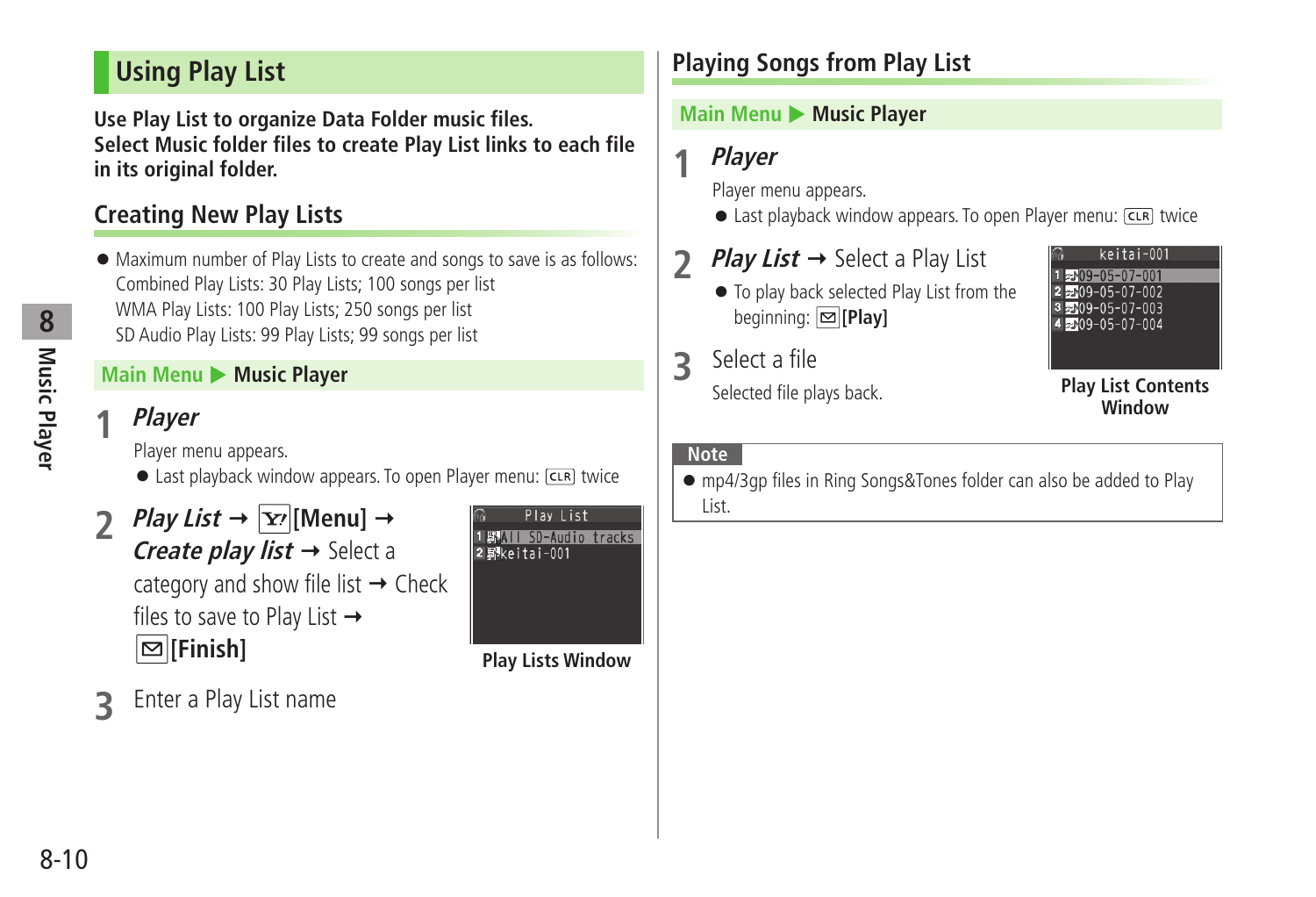## Using Play List

**Use Play List to organize Data Folder music files.**
**Select Music folder files to create Play List links to each file in its original folder.**

### Creating New Play Lists

- Maximum number of Play Lists to create and songs to save is as follows:
  Combined Play Lists: 30 Play Lists; 100 songs per list
  WMA Play Lists: 100 Play Lists; 250 songs per list
  SD Audio Play Lists: 99 Play Lists; 99 songs per list

**Main Menu ▶ Music Player**

**1** ***Player***

Player menu appears.

- Last playback window appears. To open Player menu: CLR twice

**2** ***Play List*** → **[Menu]** → ***Create play list*** → Select a category and show file list → Check files to save to Play List → **[Finish]**

Play Lists Window

**3** Enter a Play List name

### Playing Songs from Play List

**Main Menu ▶ Music Player**

**1** ***Player***

Player menu appears.

- Last playback window appears. To open Player menu: CLR twice

**2** ***Play List*** → Select a Play List

- To play back selected Play List from the beginning: **[Play]**

Play List Contents Window

**3** Select a file

Selected file plays back.

**Note**

- mp4/3gp files in Ring Songs&Tones folder can also be added to Play List.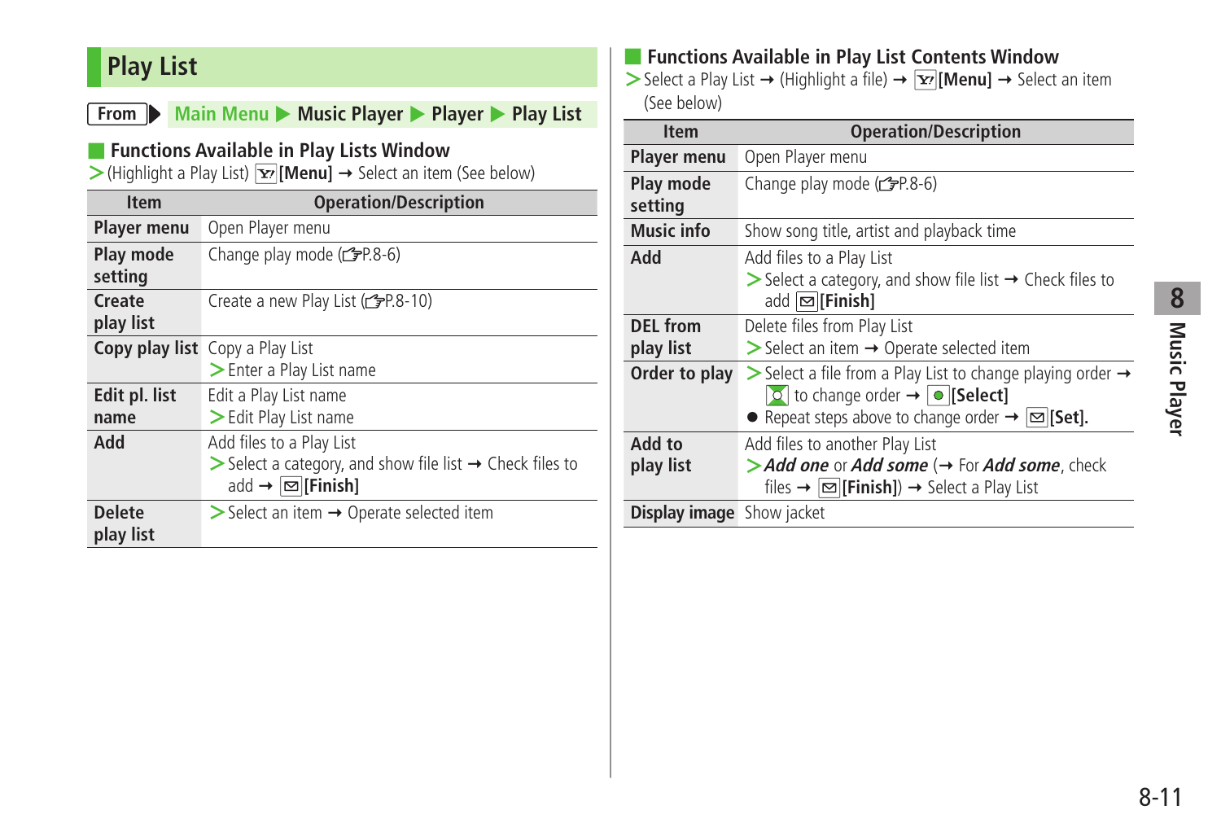# Play List

**From** ▶ Main Menu ▶ Music Player ▶ Player ▶ Play List

## Functions Available in Play Lists Window

> (Highlight a Play List) [Menu] → Select an item (See below)

| Item | Operation/Description |
|---|---|
| **Player menu** | Open Player menu |
| **Play mode setting** | Change play mode (☞P.8-6) |
| **Create play list** | Create a new Play List (☞P.8-10) |
| **Copy play list** | Copy a Play List<br>> Enter a Play List name |
| **Edit pl. list name** | Edit a Play List name<br>> Edit Play List name |
| **Add** | Add files to a Play List<br>> Select a category, and show file list → Check files to add → [Finish] |
| **Delete play list** | > Select an item → Operate selected item |

## Functions Available in Play List Contents Window

> Select a Play List → (Highlight a file) → [Menu] → Select an item (See below)

| Item | Operation/Description |
|---|---|
| **Player menu** | Open Player menu |
| **Play mode setting** | Change play mode (☞P.8-6) |
| **Music info** | Show song title, artist and playback time |
| **Add** | Add files to a Play List<br>> Select a category, and show file list → Check files to add [Finish] |
| **DEL from play list** | Delete files from Play List<br>> Select an item → Operate selected item |
| **Order to play** | > Select a file from a Play List to change playing order → to change order → [Select]<br>● Repeat steps above to change order → [Set]. |
| **Add to play list** | Add files to another Play List<br>> ***Add one*** or ***Add some*** (→ For ***Add some***, check files → [Finish]) → Select a Play List |
| **Display image** | Show jacket |